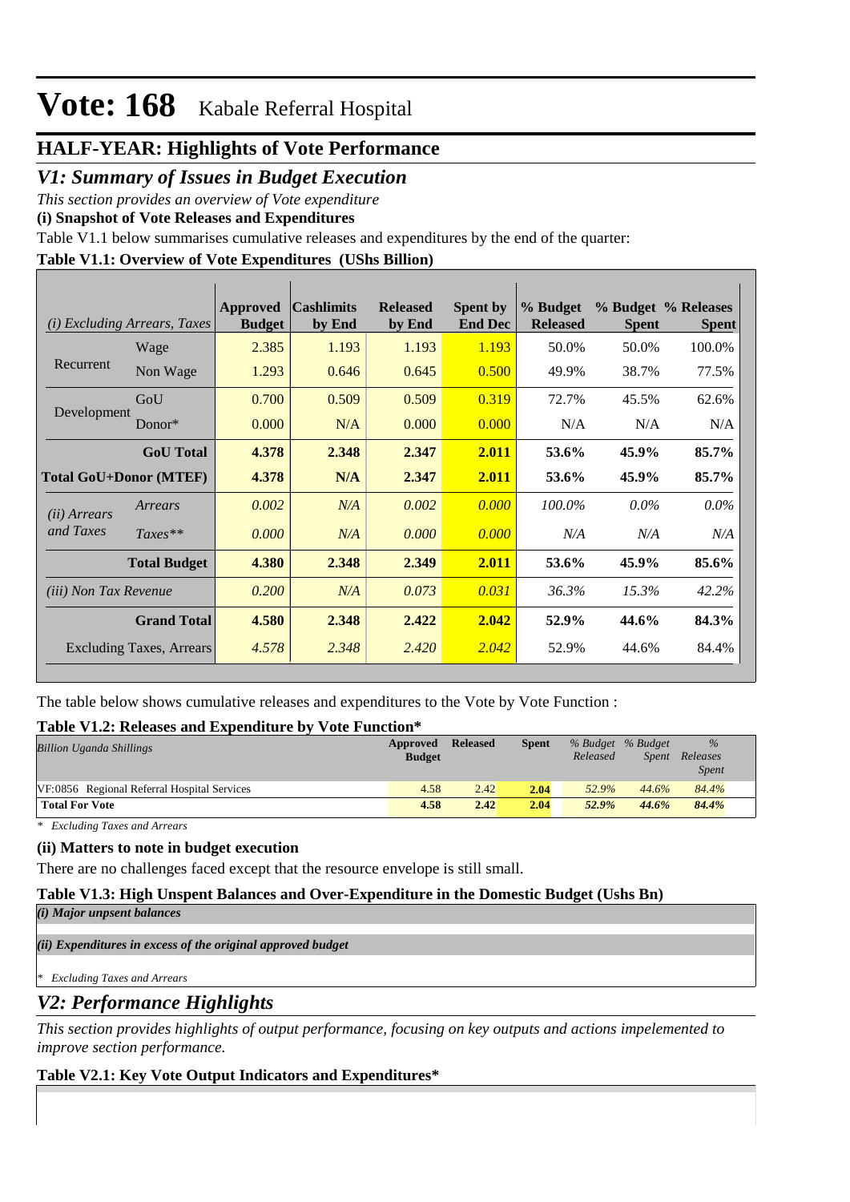# Vote: 168 Kabale Referral Hospital

## HALF-YEAR: Highlights of Vote Performance

## *V1: Summary of Issues in Budget Execution*

*This section provides an overview of Vote expenditure*

**(i) Snapshot of Vote Releases and Expenditures**

Table V1.1 below summarises cumulative releases and expenditures by the end of the quarter:

**Table V1.1: Overview of Vote Expenditures (UShs Billion)**

| *(i) Excluding Arrears, Taxes* | | Approved Budget | Cashlimits by End | Released by End | Spent by End Dec | % Budget Released | % Budget Spent | % Releases Spent |
|---|---|---|---|---|---|---|---|---|
| Recurrent | Wage | 2.385 | 1.193 | 1.193 | 1.193 | 50.0% | 50.0% | 100.0% |
| | Non Wage | 1.293 | 0.646 | 0.645 | 0.500 | 49.9% | 38.7% | 77.5% |
| Development | GoU | 0.700 | 0.509 | 0.509 | 0.319 | 72.7% | 45.5% | 62.6% |
| | Donor* | 0.000 | N/A | 0.000 | 0.000 | N/A | N/A | N/A |
| | **GoU Total** | **4.378** | **2.348** | **2.347** | **2.011** | **53.6%** | **45.9%** | **85.7%** |
| **Total GoU+Donor (MTEF)** | | **4.378** | **N/A** | **2.347** | **2.011** | **53.6%** | **45.9%** | **85.7%** |
| *(ii) Arrears and Taxes* | *Arrears* | *0.002* | *N/A* | *0.002* | *0.000* | *100.0%* | *0.0%* | *0.0%* |
| | *Taxes*** | *0.000* | *N/A* | *0.000* | *0.000* | *N/A* | *N/A* | *N/A* |
| | **Total Budget** | **4.380** | **2.348** | **2.349** | **2.011** | **53.6%** | **45.9%** | **85.6%** |
| *(iii) Non Tax Revenue* | | *0.200* | *N/A* | *0.073* | *0.031* | *36.3%* | *15.3%* | *42.2%* |
| | **Grand Total** | **4.580** | **2.348** | **2.422** | **2.042** | **52.9%** | **44.6%** | **84.3%** |
| Excluding Taxes, Arrears | | *4.578* | *2.348* | *2.420* | *2.042* | 52.9% | 44.6% | 84.4% |

The table below shows cumulative releases and expenditures to the Vote by Vote Function :

**Table V1.2: Releases and Expenditure by Vote Function***

| *Billion Uganda Shillings* | Approved Budget | Released | Spent | *% Budget Released* | *% Budget Spent* | *% Releases Spent* |
|---|---|---|---|---|---|---|
| VF:0856 Regional Referral Hospital Services | 4.58 | 2.42 | **2.04** | *52.9%* | *44.6%* | *84.4%* |
| **Total For Vote** | **4.58** | **2.42** | **2.04** | ***52.9%*** | ***44.6%*** | ***84.4%*** |

*\* Excluding Taxes and Arrears*

**(ii) Matters to note in budget execution**

There are no challenges faced except that the resource envelope is still small.

**Table V1.3: High Unspent Balances and Over-Expenditure in the Domestic Budget (Ushs Bn)**

***(i) Major unpsent balances***

***(ii) Expenditures in excess of the original approved budget***

*\* Excluding Taxes and Arrears*

## *V2: Performance Highlights*

*This section provides highlights of output performance, focusing on key outputs and actions impelemented to improve section performance.*

**Table V2.1: Key Vote Output Indicators and Expenditures***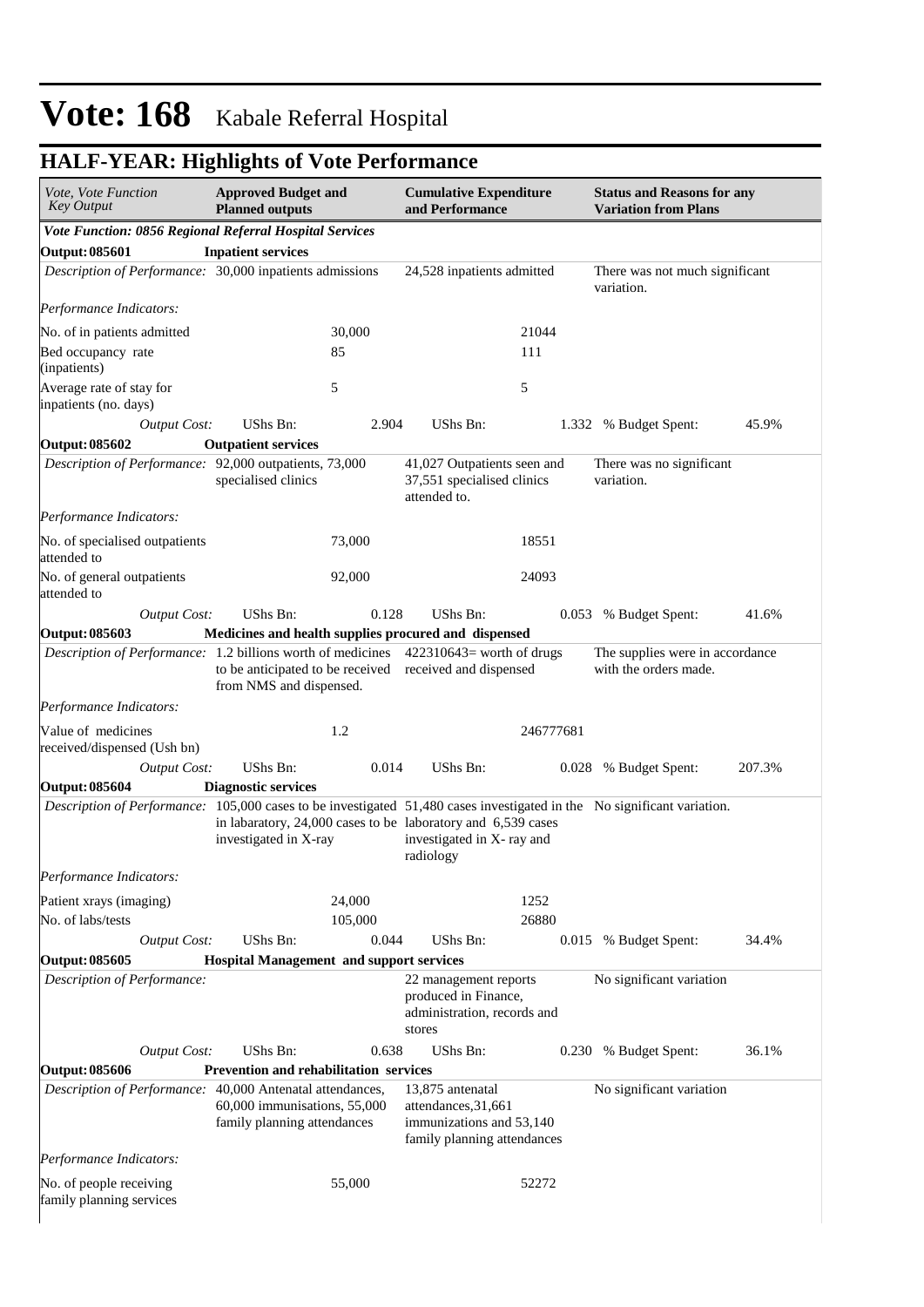# Vote: 168 Kabale Referral Hospital

## HALF-YEAR: Highlights of Vote Performance

| *Vote, Vote Function Key Output* | **Approved Budget and Planned outputs** | | **Cumulative Expenditure and Performance** | | **Status and Reasons for any Variation from Plans** | |
|---|---|---|---|---|---|---|
| ***Vote Function: 0856 Regional Referral Hospital Services*** | | | | | | |
| **Output: 085601** | **Inpatient services** | | | | | |
| *Description of Performance:* | 30,000 inpatients admissions | | 24,528 inpatients admitted | | There was not much significant variation. | |
| *Performance Indicators:* | | | | | | |
| No. of in patients admitted | | 30,000 | | 21044 | | |
| Bed occupancy rate (inpatients) | | 85 | | 111 | | |
| Average rate of stay for inpatients (no. days) | | 5 | | 5 | | |
| *Output Cost:* | UShs Bn: | 2.904 | UShs Bn: | 1.332 | % Budget Spent: | 45.9% |
| **Output: 085602** | **Outpatient services** | | | | | |
| *Description of Performance:* | 92,000 outpatients, 73,000 specialised clinics | | 41,027 Outpatients seen and 37,551 specialised clinics attended to. | | There was no significant variation. | |
| *Performance Indicators:* | | | | | | |
| No. of specialised outpatients attended to | | 73,000 | | 18551 | | |
| No. of general outpatients attended to | | 92,000 | | 24093 | | |
| *Output Cost:* | UShs Bn: | 0.128 | UShs Bn: | 0.053 | % Budget Spent: | 41.6% |
| **Output: 085603** | **Medicines and health supplies procured and dispensed** | | | | | |
| *Description of Performance:* | 1.2 billions worth of medicines to be anticipated to be received from NMS and dispensed. | | 422310643= worth of drugs received and dispensed | | The supplies were in accordance with the orders made. | |
| *Performance Indicators:* | | | | | | |
| Value of medicines received/dispensed (Ush bn) | | 1.2 | | 246777681 | | |
| *Output Cost:* | UShs Bn: | 0.014 | UShs Bn: | 0.028 | % Budget Spent: | 207.3% |
| **Output: 085604** | **Diagnostic services** | | | | | |
| *Description of Performance:* | 105,000 cases to be investigated in labaratory, 24,000 cases to be investigated in X-ray | | 51,480 cases investigated in the laboratory and 6,539 cases investigated in X- ray and radiology | | No significant variation. | |
| *Performance Indicators:* | | | | | | |
| Patient xrays (imaging) | | 24,000 | | 1252 | | |
| No. of labs/tests | | 105,000 | | 26880 | | |
| *Output Cost:* | UShs Bn: | 0.044 | UShs Bn: | 0.015 | % Budget Spent: | 34.4% |
| **Output: 085605** | **Hospital Management and support services** | | | | | |
| *Description of Performance:* | | | 22 management reports produced in Finance, administration, records and stores | | No significant variation | |
| *Output Cost:* | UShs Bn: | 0.638 | UShs Bn: | 0.230 | % Budget Spent: | 36.1% |
| **Output: 085606** | **Prevention and rehabilitation services** | | | | | |
| *Description of Performance:* | 40,000 Antenatal attendances, 60,000 immunisations, 55,000 family planning attendances | | 13,875 antenatal attendances,31,661 immunizations and 53,140 family planning attendances | | No significant variation | |
| *Performance Indicators:* | | | | | | |
| No. of people receiving family planning services | | 55,000 | | 52272 | | |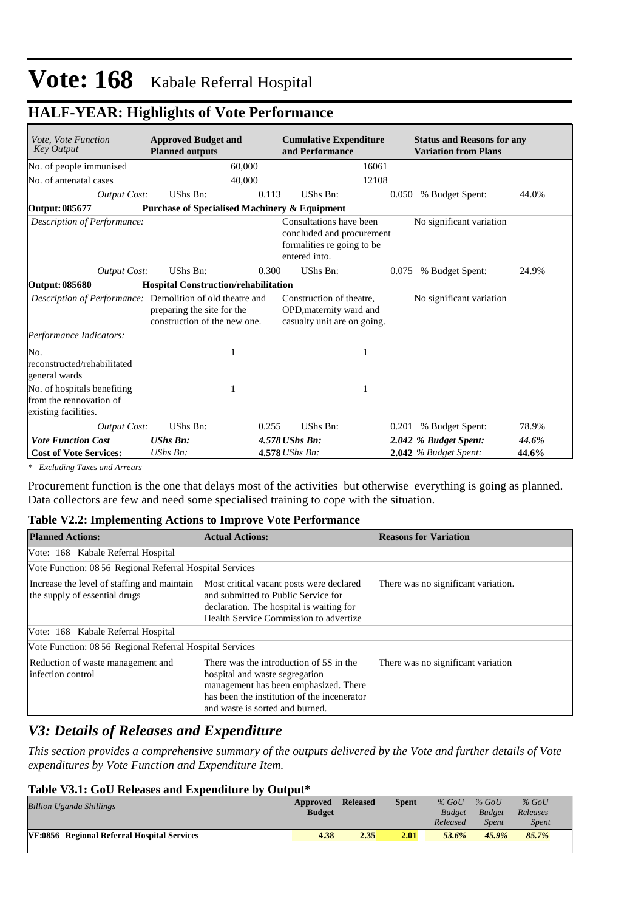# Vote: 168 Kabale Referral Hospital

## HALF-YEAR: Highlights of Vote Performance

| *Vote, Vote Function Key Output* | **Approved Budget and Planned outputs** | | **Cumulative Expenditure and Performance** | | **Status and Reasons for any Variation from Plans** | |
|---|---|---|---|---|---|---|
| No. of people immunised | | 60,000 | | 16061 | | |
| No. of antenatal cases | | 40,000 | | 12108 | | |
| *Output Cost:* | UShs Bn: | 0.113 | UShs Bn: | 0.050 | % Budget Spent: | 44.0% |
| **Output: 085677** | **Purchase of Specialised Machinery & Equipment** | | | | | |
| *Description of Performance:* | | | Consultations have been concluded and procurement formalities re going to be entered into. | | No significant variation | |
| *Output Cost:* | UShs Bn: | 0.300 | UShs Bn: | 0.075 | % Budget Spent: | 24.9% |
| **Output: 085680** | **Hospital Construction/rehabilitation** | | | | | |
| *Description of Performance:* | Demolition of old theatre and preparing the site for the construction of the new one. | | Construction of theatre, OPD,maternity ward and casualty unit are on going. | | No significant variation | |
| *Performance Indicators:* | | | | | | |
| No. reconstructed/rehabilitated general wards | | 1 | | 1 | | |
| No. of hospitals benefiting from the rennovation of existing facilities. | | 1 | | 1 | | |
| *Output Cost:* | UShs Bn: | 0.255 | UShs Bn: | 0.201 | % Budget Spent: | 78.9% |
| ***Vote Function Cost*** | ***UShs Bn:*** | ***4.578*** | ***UShs Bn:*** | ***2.042*** | ***% Budget Spent:*** | ***44.6%*** |
| **Cost of Vote Services:** | *UShs Bn:* | **4.578** | *UShs Bn:* | **2.042** | *% Budget Spent:* | **44.6%** |

*\* Excluding Taxes and Arrears*

Procurement function is the one that delays most of the activities but otherwise everything is going as planned. Data collectors are few and need some specialised training to cope with the situation.

**Table V2.2: Implementing Actions to Improve Vote Performance**

| **Planned Actions:** | **Actual Actions:** | **Reasons for Variation** |
|---|---|---|
| Vote: 168 Kabale Referral Hospital | | |
| Vote Function: 08 56 Regional Referral Hospital Services | | |
| Increase the level of staffing and maintain the supply of essential drugs | Most critical vacant posts were declared and submitted to Public Service for declaration. The hospital is waiting for Health Service Commission to advertize | There was no significant variation. |
| Vote: 168 Kabale Referral Hospital | | |
| Vote Function: 08 56 Regional Referral Hospital Services | | |
| Reduction of waste management and infection control | There was the introduction of 5S in the hospital and waste segregation management has been emphasized. There has been the institution of the incenerator and waste is sorted and burned. | There was no significant variation |

## *V3: Details of Releases and Expenditure*

*This section provides a comprehensive summary of the outputs delivered by the Vote and further details of Vote expenditures by Vote Function and Expenditure Item.*

**Table V3.1: GoU Releases and Expenditure by Output\***

| *Billion Uganda Shillings* | **Approved Budget** | **Released** | **Spent** | *% GoU Budget Released* | *% GoU Budget Spent* | *% GoU Releases Spent* |
|---|---|---|---|---|---|---|
| **VF:0856 Regional Referral Hospital Services** | **4.38** | **2.35** | **2.01** | ***53.6%*** | ***45.9%*** | ***85.7%*** |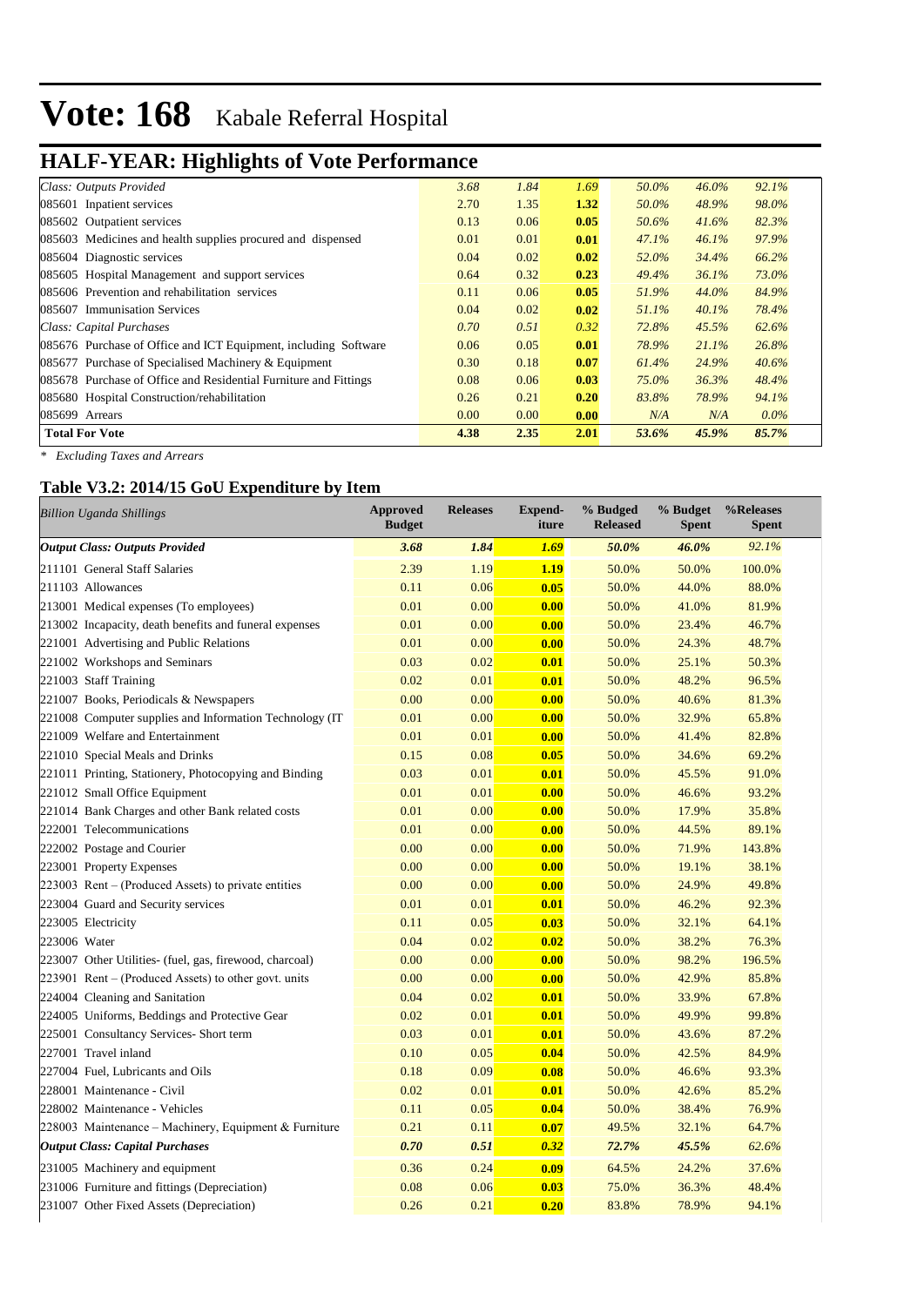# Vote: 168 Kabale Referral Hospital

## HALF-YEAR: Highlights of Vote Performance

| | | | | | | |
|---|---|---|---|---|---|---|
| *Class: Outputs Provided* | *3.68* | *1.84* | *1.69* | *50.0%* | *46.0%* | *92.1%* |
| 085601 Inpatient services | 2.70 | 1.35 | **1.32** | *50.0%* | *48.9%* | *98.0%* |
| 085602 Outpatient services | 0.13 | 0.06 | **0.05** | *50.6%* | *41.6%* | *82.3%* |
| 085603 Medicines and health supplies procured and dispensed | 0.01 | 0.01 | **0.01** | *47.1%* | *46.1%* | *97.9%* |
| 085604 Diagnostic services | 0.04 | 0.02 | **0.02** | *52.0%* | *34.4%* | *66.2%* |
| 085605 Hospital Management and support services | 0.64 | 0.32 | **0.23** | *49.4%* | *36.1%* | *73.0%* |
| 085606 Prevention and rehabilitation services | 0.11 | 0.06 | **0.05** | *51.9%* | *44.0%* | *84.9%* |
| 085607 Immunisation Services | 0.04 | 0.02 | **0.02** | *51.1%* | *40.1%* | *78.4%* |
| *Class: Capital Purchases* | *0.70* | *0.51* | *0.32* | *72.8%* | *45.5%* | *62.6%* |
| 085676 Purchase of Office and ICT Equipment, including Software | 0.06 | 0.05 | **0.01** | *78.9%* | *21.1%* | *26.8%* |
| 085677 Purchase of Specialised Machinery & Equipment | 0.30 | 0.18 | **0.07** | *61.4%* | *24.9%* | *40.6%* |
| 085678 Purchase of Office and Residential Furniture and Fittings | 0.08 | 0.06 | **0.03** | *75.0%* | *36.3%* | *48.4%* |
| 085680 Hospital Construction/rehabilitation | 0.26 | 0.21 | **0.20** | *83.8%* | *78.9%* | *94.1%* |
| 085699 Arrears | 0.00 | 0.00 | **0.00** | *N/A* | *N/A* | *0.0%* |
| **Total For Vote** | **4.38** | **2.35** | **2.01** | **53.6%** | **45.9%** | **85.7%** |

*\* Excluding Taxes and Arrears*

### Table V3.2: 2014/15 GoU Expenditure by Item

| *Billion Uganda Shillings* | Approved Budget | Releases | Expend-iture | % Budged Released | % Budget Spent | %Releases Spent |
|---|---|---|---|---|---|---|
| ***Output Class: Outputs Provided*** | ***3.68*** | ***1.84*** | ***1.69*** | ***50.0%*** | ***46.0%*** | *92.1%* |
| 211101 General Staff Salaries | 2.39 | 1.19 | **1.19** | 50.0% | 50.0% | 100.0% |
| 211103 Allowances | 0.11 | 0.06 | **0.05** | 50.0% | 44.0% | 88.0% |
| 213001 Medical expenses (To employees) | 0.01 | 0.00 | **0.00** | 50.0% | 41.0% | 81.9% |
| 213002 Incapacity, death benefits and funeral expenses | 0.01 | 0.00 | **0.00** | 50.0% | 23.4% | 46.7% |
| 221001 Advertising and Public Relations | 0.01 | 0.00 | **0.00** | 50.0% | 24.3% | 48.7% |
| 221002 Workshops and Seminars | 0.03 | 0.02 | **0.01** | 50.0% | 25.1% | 50.3% |
| 221003 Staff Training | 0.02 | 0.01 | **0.01** | 50.0% | 48.2% | 96.5% |
| 221007 Books, Periodicals & Newspapers | 0.00 | 0.00 | **0.00** | 50.0% | 40.6% | 81.3% |
| 221008 Computer supplies and Information Technology (IT | 0.01 | 0.00 | **0.00** | 50.0% | 32.9% | 65.8% |
| 221009 Welfare and Entertainment | 0.01 | 0.01 | **0.00** | 50.0% | 41.4% | 82.8% |
| 221010 Special Meals and Drinks | 0.15 | 0.08 | **0.05** | 50.0% | 34.6% | 69.2% |
| 221011 Printing, Stationery, Photocopying and Binding | 0.03 | 0.01 | **0.01** | 50.0% | 45.5% | 91.0% |
| 221012 Small Office Equipment | 0.01 | 0.01 | **0.00** | 50.0% | 46.6% | 93.2% |
| 221014 Bank Charges and other Bank related costs | 0.01 | 0.00 | **0.00** | 50.0% | 17.9% | 35.8% |
| 222001 Telecommunications | 0.01 | 0.00 | **0.00** | 50.0% | 44.5% | 89.1% |
| 222002 Postage and Courier | 0.00 | 0.00 | **0.00** | 50.0% | 71.9% | 143.8% |
| 223001 Property Expenses | 0.00 | 0.00 | **0.00** | 50.0% | 19.1% | 38.1% |
| 223003 Rent – (Produced Assets) to private entities | 0.00 | 0.00 | **0.00** | 50.0% | 24.9% | 49.8% |
| 223004 Guard and Security services | 0.01 | 0.01 | **0.01** | 50.0% | 46.2% | 92.3% |
| 223005 Electricity | 0.11 | 0.05 | **0.03** | 50.0% | 32.1% | 64.1% |
| 223006 Water | 0.04 | 0.02 | **0.02** | 50.0% | 38.2% | 76.3% |
| 223007 Other Utilities- (fuel, gas, firewood, charcoal) | 0.00 | 0.00 | **0.00** | 50.0% | 98.2% | 196.5% |
| 223901 Rent – (Produced Assets) to other govt. units | 0.00 | 0.00 | **0.00** | 50.0% | 42.9% | 85.8% |
| 224004 Cleaning and Sanitation | 0.04 | 0.02 | **0.01** | 50.0% | 33.9% | 67.8% |
| 224005 Uniforms, Beddings and Protective Gear | 0.02 | 0.01 | **0.01** | 50.0% | 49.9% | 99.8% |
| 225001 Consultancy Services- Short term | 0.03 | 0.01 | **0.01** | 50.0% | 43.6% | 87.2% |
| 227001 Travel inland | 0.10 | 0.05 | **0.04** | 50.0% | 42.5% | 84.9% |
| 227004 Fuel, Lubricants and Oils | 0.18 | 0.09 | **0.08** | 50.0% | 46.6% | 93.3% |
| 228001 Maintenance - Civil | 0.02 | 0.01 | **0.01** | 50.0% | 42.6% | 85.2% |
| 228002 Maintenance - Vehicles | 0.11 | 0.05 | **0.04** | 50.0% | 38.4% | 76.9% |
| 228003 Maintenance – Machinery, Equipment & Furniture | 0.21 | 0.11 | **0.07** | 49.5% | 32.1% | 64.7% |
| ***Output Class: Capital Purchases*** | ***0.70*** | ***0.51*** | ***0.32*** | ***72.7%*** | ***45.5%*** | *62.6%* |
| 231005 Machinery and equipment | 0.36 | 0.24 | **0.09** | 64.5% | 24.2% | 37.6% |
| 231006 Furniture and fittings (Depreciation) | 0.08 | 0.06 | **0.03** | 75.0% | 36.3% | 48.4% |
| 231007 Other Fixed Assets (Depreciation) | 0.26 | 0.21 | **0.20** | 83.8% | 78.9% | 94.1% |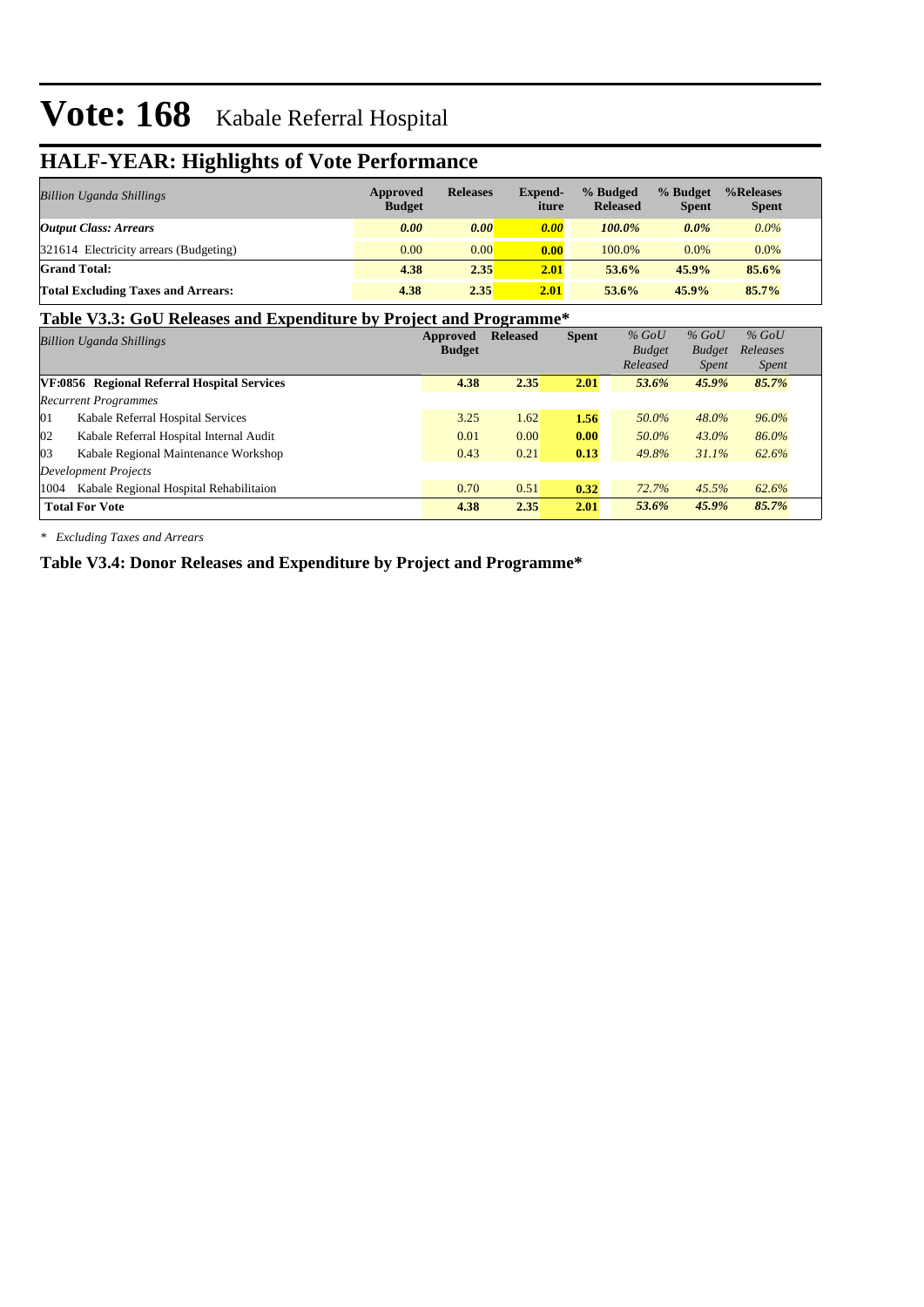# Vote: 168 Kabale Referral Hospital

## HALF-YEAR: Highlights of Vote Performance

| *Billion Uganda Shillings* | Approved Budget | Releases | Expend-iture | % Budged Released | % Budget Spent | %Releases Spent |
|---|---|---|---|---|---|---|
| ***Output Class: Arrears*** | ***0.00*** | ***0.00*** | ***0.00*** | ***100.0%*** | ***0.0%*** | *0.0%* |
| 321614 Electricity arrears (Budgeting) | 0.00 | 0.00 | **0.00** | 100.0% | 0.0% | 0.0% |
| **Grand Total:** | **4.38** | **2.35** | **2.01** | **53.6%** | **45.9%** | **85.6%** |
| **Total Excluding Taxes and Arrears:** | **4.38** | **2.35** | **2.01** | **53.6%** | **45.9%** | **85.7%** |

### Table V3.3: GoU Releases and Expenditure by Project and Programme*

| *Billion Uganda Shillings* | Approved Budget | Released | Spent | *% GoU Budget Released* | *% GoU Budget Spent* | *% GoU Releases Spent* |
|---|---|---|---|---|---|---|
| **VF:0856 Regional Referral Hospital Services** | **4.38** | **2.35** | **2.01** | ***53.6%*** | ***45.9%*** | ***85.7%*** |
| *Recurrent Programmes* | | | | | | |
| 01 Kabale Referral Hospital Services | 3.25 | 1.62 | **1.56** | *50.0%* | *48.0%* | *96.0%* |
| 02 Kabale Referral Hospital Internal Audit | 0.01 | 0.00 | **0.00** | *50.0%* | *43.0%* | *86.0%* |
| 03 Kabale Regional Maintenance Workshop | 0.43 | 0.21 | **0.13** | *49.8%* | *31.1%* | *62.6%* |
| *Development Projects* | | | | | | |
| 1004 Kabale Regional Hospital Rehabilitaion | 0.70 | 0.51 | **0.32** | *72.7%* | *45.5%* | *62.6%* |
| **Total For Vote** | **4.38** | **2.35** | **2.01** | ***53.6%*** | ***45.9%*** | ***85.7%*** |

*\* Excluding Taxes and Arrears*

### Table V3.4: Donor Releases and Expenditure by Project and Programme*